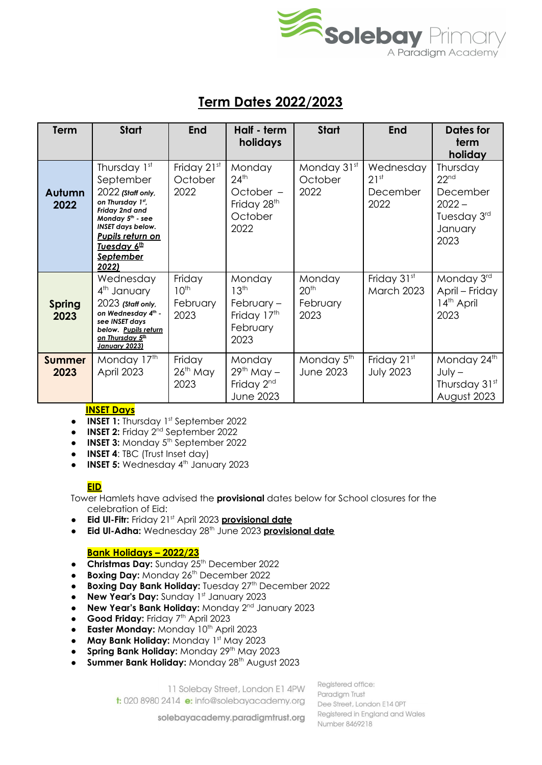Solebay Primary
A Paradigm Academy

# Term Dates 2022/2023

| Term | Start | End | Half - term holidays | Start | End | Dates for term holiday |
|---|---|---|---|---|---|---|
| **Autumn 2022** | Thursday 1st September 2022 ***(Staff only, on Thursday 1st, Friday 2nd and Monday 5th - see INSET days below. Pupils return on Tuesday 6th September 2022)*** | Friday 21st October 2022 | Monday 24th October – Friday 28th October 2022 | Monday 31st October 2022 | Wednesday 21st December 2022 | Thursday 22nd December 2022 – Tuesday 3rd January 2023 |
| **Spring 2023** | Wednesday 4th January 2023 ***(Staff only, on Wednesday 4th - see INSET days below. Pupils return on Thursday 5th January 2023)*** | Friday 10th February 2023 | Monday 13th February – Friday 17th February 2023 | Monday 20th February 2023 | Friday 31st March 2023 | Monday 3rd April – Friday 14th April 2023 |
| **Summer 2023** | Monday 17th April 2023 | Friday 26th May 2023 | Monday 29th May – Friday 2nd June 2023 | Monday 5th June 2023 | Friday 21st July 2023 | Monday 24th July – Thursday 31st August 2023 |

**INSET Days**

- **INSET 1:** Thursday 1st September 2022
- **INSET 2:** Friday 2nd September 2022
- **INSET 3:** Monday 5th September 2022
- **INSET 4**: TBC (Trust Inset day)
- **INSET 5:** Wednesday 4th January 2023

**EID**

Tower Hamlets have advised the **provisional** dates below for School closures for the celebration of Eid:

- **Eid Ul-Fitr:** Friday 21st April 2023 **provisional date**
- **Eid Ul-Adha:** Wednesday 28th June 2023 **provisional date**

**Bank Holidays – 2022/23**

- **Christmas Day:** Sunday 25th December 2022
- **Boxing Day:** Monday 26th December 2022
- **Boxing Day Bank Holiday:** Tuesday 27th December 2022
- **New Year's Day:** Sunday 1st January 2023
- **New Year's Bank Holiday:** Monday 2nd January 2023
- **Good Friday:** Friday 7th April 2023
- **Easter Monday:** Monday 10th April 2023
- **May Bank Holiday:** Monday 1st May 2023
- **Spring Bank Holiday:** Monday 29th May 2023
- **Summer Bank Holiday:** Monday 28th August 2023

11 Solebay Street, London E1 4PW
**t:** 020 8980 2414 **e:** info@solebayacademy.org
solebayacademy.paradigmtrust.org

Registered office:
Paradigm Trust
Dee Street, London E14 0PT
Registered in England and Wales
Number 8469218